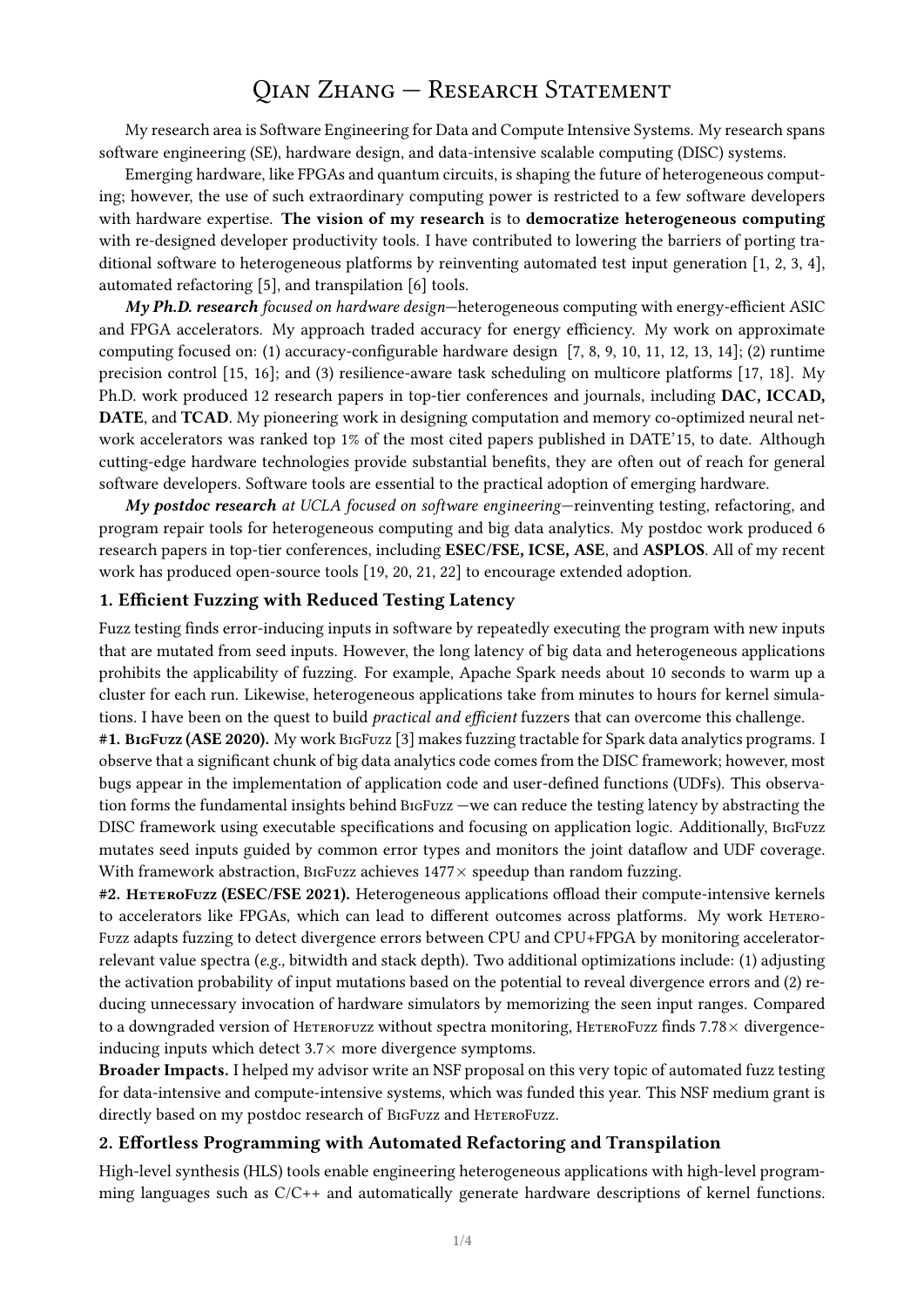# Qian Zhang — Research Statement

My research area is Software Engineering for Data and Compute Intensive Systems. My research spans software engineering (SE), hardware design, and data-intensive scalable computing (DISC) systems.

Emerging hardware, like FPGAs and quantum circuits, is shaping the future of heterogeneous computing; however, the use of such extraordinary computing power is restricted to a few software developers with hardware expertise. **The vision of my research** is to **democratize heterogeneous computing** with re-designed developer productivity tools. I have contributed to lowering the barriers of porting traditional software to heterogeneous platforms by reinventing automated test input generation [1, 2, 3, 4], automated refactoring [5], and transpilation [6] tools.

***My Ph.D. research*** *focused on hardware design*—heterogeneous computing with energy-efficient ASIC and FPGA accelerators. My approach traded accuracy for energy efficiency. My work on approximate computing focused on: (1) accuracy-configurable hardware design [7, 8, 9, 10, 11, 12, 13, 14]; (2) runtime precision control [15, 16]; and (3) resilience-aware task scheduling on multicore platforms [17, 18]. My Ph.D. work produced 12 research papers in top-tier conferences and journals, including **DAC, ICCAD, DATE**, and **TCAD**. My pioneering work in designing computation and memory co-optimized neural network accelerators was ranked top 1% of the most cited papers published in DATE'15, to date. Although cutting-edge hardware technologies provide substantial benefits, they are often out of reach for general software developers. Software tools are essential to the practical adoption of emerging hardware.

***My postdoc research*** *at UCLA focused on software engineering*—reinventing testing, refactoring, and program repair tools for heterogeneous computing and big data analytics. My postdoc work produced 6 research papers in top-tier conferences, including **ESEC/FSE, ICSE, ASE**, and **ASPLOS**. All of my recent work has produced open-source tools [19, 20, 21, 22] to encourage extended adoption.

## 1. Efficient Fuzzing with Reduced Testing Latency

Fuzz testing finds error-inducing inputs in software by repeatedly executing the program with new inputs that are mutated from seed inputs. However, the long latency of big data and heterogeneous applications prohibits the applicability of fuzzing. For example, Apache Spark needs about 10 seconds to warm up a cluster for each run. Likewise, heterogeneous applications take from minutes to hours for kernel simulations. I have been on the quest to build *practical and efficient* fuzzers that can overcome this challenge.

**#1. BigFuzz (ASE 2020).** My work BigFuzz [3] makes fuzzing tractable for Spark data analytics programs. I observe that a significant chunk of big data analytics code comes from the DISC framework; however, most bugs appear in the implementation of application code and user-defined functions (UDFs). This observation forms the fundamental insights behind BigFuzz —we can reduce the testing latency by abstracting the DISC framework using executable specifications and focusing on application logic. Additionally, BigFuzz mutates seed inputs guided by common error types and monitors the joint dataflow and UDF coverage. With framework abstraction, BigFuzz achieves 1477× speedup than random fuzzing.

**#2. HeteroFuzz (ESEC/FSE 2021).** Heterogeneous applications offload their compute-intensive kernels to accelerators like FPGAs, which can lead to different outcomes across platforms. My work HeteroFuzz adapts fuzzing to detect divergence errors between CPU and CPU+FPGA by monitoring accelerator-relevant value spectra (*e.g.,* bitwidth and stack depth). Two additional optimizations include: (1) adjusting the activation probability of input mutations based on the potential to reveal divergence errors and (2) reducing unnecessary invocation of hardware simulators by memorizing the seen input ranges. Compared to a downgraded version of Heterofuzz without spectra monitoring, HeteroFuzz finds 7.78× divergence-inducing inputs which detect 3.7× more divergence symptoms.

**Broader Impacts.** I helped my advisor write an NSF proposal on this very topic of automated fuzz testing for data-intensive and compute-intensive systems, which was funded this year. This NSF medium grant is directly based on my postdoc research of BigFuzz and HeteroFuzz.

## 2. Effortless Programming with Automated Refactoring and Transpilation

High-level synthesis (HLS) tools enable engineering heterogeneous applications with high-level programming languages such as C/C++ and automatically generate hardware descriptions of kernel functions.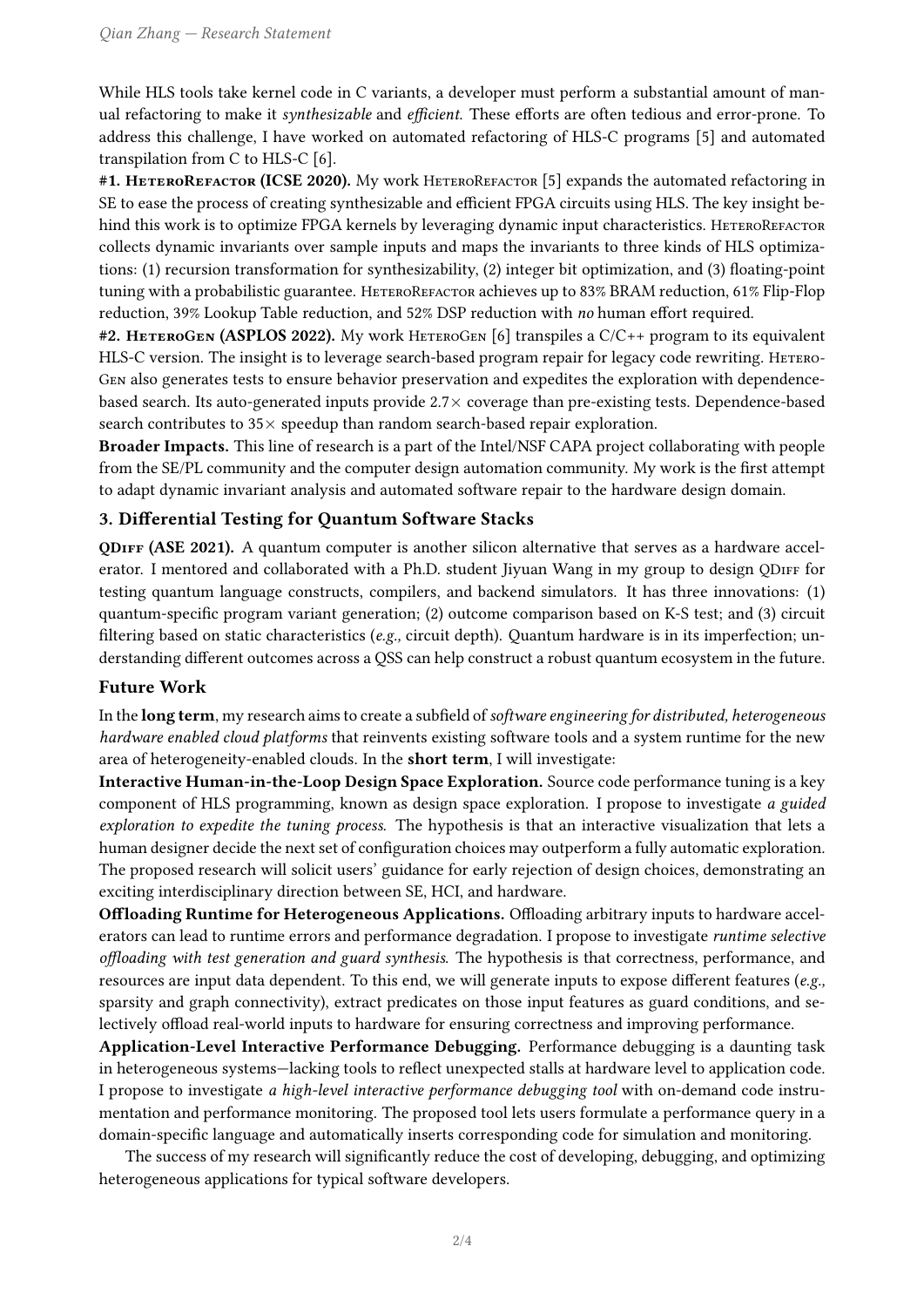While HLS tools take kernel code in C variants, a developer must perform a substantial amount of manual refactoring to make it *synthesizable* and *efficient*. These efforts are often tedious and error-prone. To address this challenge, I have worked on automated refactoring of HLS-C programs [5] and automated transpilation from C to HLS-C [6].

**#1. HeteroRefactor (ICSE 2020).** My work HeteroRefactor [5] expands the automated refactoring in SE to ease the process of creating synthesizable and efficient FPGA circuits using HLS. The key insight behind this work is to optimize FPGA kernels by leveraging dynamic input characteristics. HeteroRefactor collects dynamic invariants over sample inputs and maps the invariants to three kinds of HLS optimizations: (1) recursion transformation for synthesizability, (2) integer bit optimization, and (3) floating-point tuning with a probabilistic guarantee. HeteroRefactor achieves up to 83% BRAM reduction, 61% Flip-Flop reduction, 39% Lookup Table reduction, and 52% DSP reduction with *no* human effort required.

**#2. HeteroGen (ASPLOS 2022).** My work HeteroGen [6] transpiles a C/C++ program to its equivalent HLS-C version. The insight is to leverage search-based program repair for legacy code rewriting. HeteroGen also generates tests to ensure behavior preservation and expedites the exploration with dependence-based search. Its auto-generated inputs provide 2.7× coverage than pre-existing tests. Dependence-based search contributes to 35× speedup than random search-based repair exploration.

**Broader Impacts.** This line of research is a part of the Intel/NSF CAPA project collaborating with people from the SE/PL community and the computer design automation community. My work is the first attempt to adapt dynamic invariant analysis and automated software repair to the hardware design domain.

### 3. Differential Testing for Quantum Software Stacks

**QDiff (ASE 2021).** A quantum computer is another silicon alternative that serves as a hardware accelerator. I mentored and collaborated with a Ph.D. student Jiyuan Wang in my group to design QDiff for testing quantum language constructs, compilers, and backend simulators. It has three innovations: (1) quantum-specific program variant generation; (2) outcome comparison based on K-S test; and (3) circuit filtering based on static characteristics (*e.g.,* circuit depth). Quantum hardware is in its imperfection; understanding different outcomes across a QSS can help construct a robust quantum ecosystem in the future.

### Future Work

In the **long term**, my research aims to create a subfield of *software engineering for distributed, heterogeneous hardware enabled cloud platforms* that reinvents existing software tools and a system runtime for the new area of heterogeneity-enabled clouds. In the **short term**, I will investigate:

**Interactive Human-in-the-Loop Design Space Exploration.** Source code performance tuning is a key component of HLS programming, known as design space exploration. I propose to investigate *a guided exploration to expedite the tuning process.* The hypothesis is that an interactive visualization that lets a human designer decide the next set of configuration choices may outperform a fully automatic exploration. The proposed research will solicit users' guidance for early rejection of design choices, demonstrating an exciting interdisciplinary direction between SE, HCI, and hardware.

**Offloading Runtime for Heterogeneous Applications.** Offloading arbitrary inputs to hardware accelerators can lead to runtime errors and performance degradation. I propose to investigate *runtime selective offloading with test generation and guard synthesis.* The hypothesis is that correctness, performance, and resources are input data dependent. To this end, we will generate inputs to expose different features (*e.g.,* sparsity and graph connectivity), extract predicates on those input features as guard conditions, and selectively offload real-world inputs to hardware for ensuring correctness and improving performance.

**Application-Level Interactive Performance Debugging.** Performance debugging is a daunting task in heterogeneous systems—lacking tools to reflect unexpected stalls at hardware level to application code. I propose to investigate *a high-level interactive performance debugging tool* with on-demand code instrumentation and performance monitoring. The proposed tool lets users formulate a performance query in a domain-specific language and automatically inserts corresponding code for simulation and monitoring.

The success of my research will significantly reduce the cost of developing, debugging, and optimizing heterogeneous applications for typical software developers.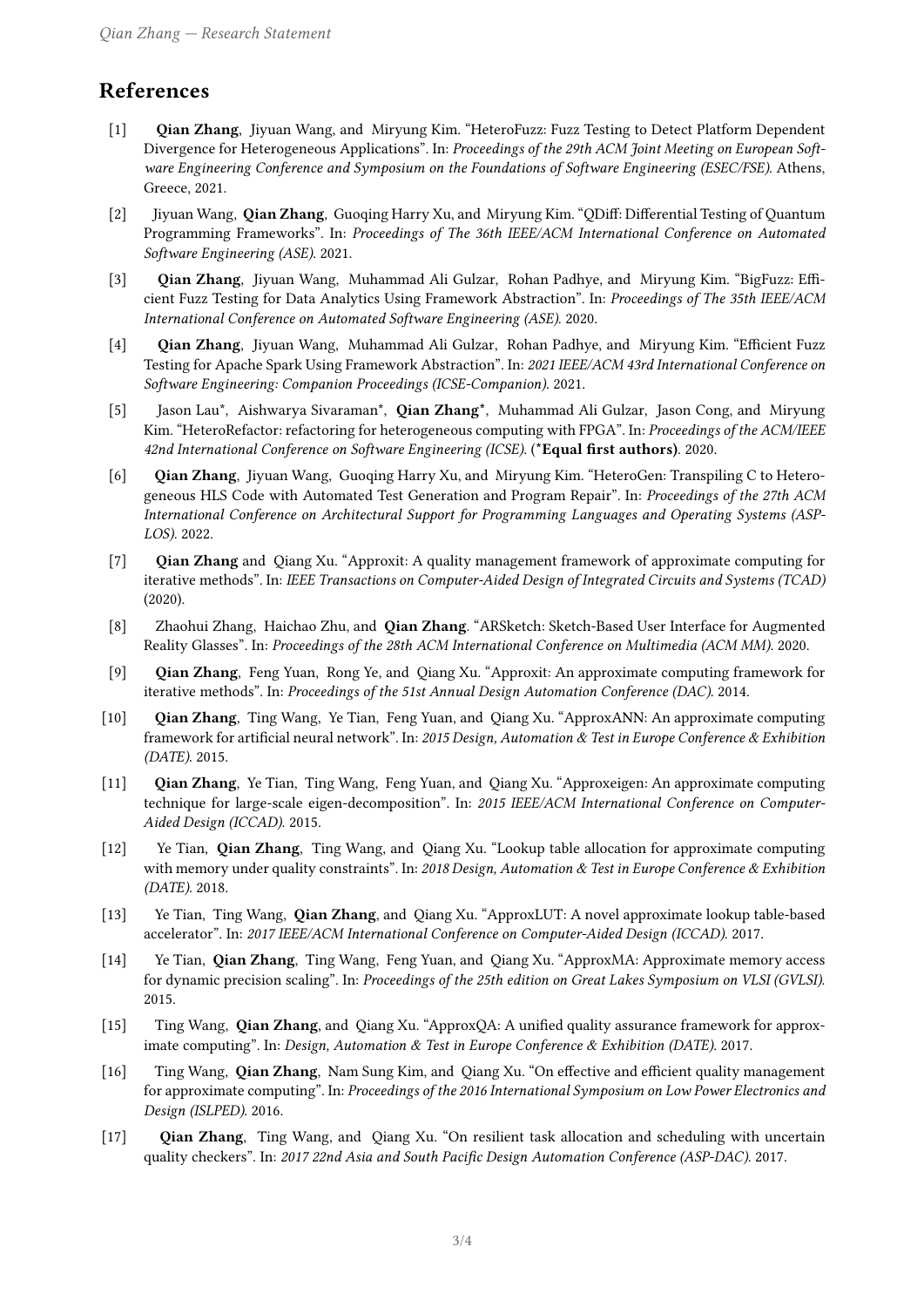## References

[1] **Qian Zhang**, Jiyuan Wang, and Miryung Kim. "HeteroFuzz: Fuzz Testing to Detect Platform Dependent Divergence for Heterogeneous Applications". In: *Proceedings of the 29th ACM Joint Meeting on European Software Engineering Conference and Symposium on the Foundations of Software Engineering (ESEC/FSE)*. Athens, Greece, 2021.

[2] Jiyuan Wang, **Qian Zhang**, Guoqing Harry Xu, and Miryung Kim. "QDiff: Differential Testing of Quantum Programming Frameworks". In: *Proceedings of The 36th IEEE/ACM International Conference on Automated Software Engineering (ASE)*. 2021.

[3] **Qian Zhang**, Jiyuan Wang, Muhammad Ali Gulzar, Rohan Padhye, and Miryung Kim. "BigFuzz: Efficient Fuzz Testing for Data Analytics Using Framework Abstraction". In: *Proceedings of The 35th IEEE/ACM International Conference on Automated Software Engineering (ASE)*. 2020.

[4] **Qian Zhang**, Jiyuan Wang, Muhammad Ali Gulzar, Rohan Padhye, and Miryung Kim. "Efficient Fuzz Testing for Apache Spark Using Framework Abstraction". In: *2021 IEEE/ACM 43rd International Conference on Software Engineering: Companion Proceedings (ICSE-Companion)*. 2021.

[5] Jason Lau*, Aishwarya Sivaraman*, **Qian Zhang***, Muhammad Ali Gulzar, Jason Cong, and Miryung Kim. "HeteroRefactor: refactoring for heterogeneous computing with FPGA". In: *Proceedings of the ACM/IEEE 42nd International Conference on Software Engineering (ICSE)*. (***Equal first authors**). 2020.

[6] **Qian Zhang**, Jiyuan Wang, Guoqing Harry Xu, and Miryung Kim. "HeteroGen: Transpiling C to Heterogeneous HLS Code with Automated Test Generation and Program Repair". In: *Proceedings of the 27th ACM International Conference on Architectural Support for Programming Languages and Operating Systems (ASPLOS)*. 2022.

[7] **Qian Zhang** and Qiang Xu. "Approxit: A quality management framework of approximate computing for iterative methods". In: *IEEE Transactions on Computer-Aided Design of Integrated Circuits and Systems (TCAD)* (2020).

[8] Zhaohui Zhang, Haichao Zhu, and **Qian Zhang**. "ARSketch: Sketch-Based User Interface for Augmented Reality Glasses". In: *Proceedings of the 28th ACM International Conference on Multimedia (ACM MM)*. 2020.

[9] **Qian Zhang**, Feng Yuan, Rong Ye, and Qiang Xu. "Approxit: An approximate computing framework for iterative methods". In: *Proceedings of the 51st Annual Design Automation Conference (DAC)*. 2014.

[10] **Qian Zhang**, Ting Wang, Ye Tian, Feng Yuan, and Qiang Xu. "ApproxANN: An approximate computing framework for artificial neural network". In: *2015 Design, Automation & Test in Europe Conference & Exhibition (DATE)*. 2015.

[11] **Qian Zhang**, Ye Tian, Ting Wang, Feng Yuan, and Qiang Xu. "Approxeigen: An approximate computing technique for large-scale eigen-decomposition". In: *2015 IEEE/ACM International Conference on Computer-Aided Design (ICCAD)*. 2015.

[12] Ye Tian, **Qian Zhang**, Ting Wang, and Qiang Xu. "Lookup table allocation for approximate computing with memory under quality constraints". In: *2018 Design, Automation & Test in Europe Conference & Exhibition (DATE)*. 2018.

[13] Ye Tian, Ting Wang, **Qian Zhang**, and Qiang Xu. "ApproxLUT: A novel approximate lookup table-based accelerator". In: *2017 IEEE/ACM International Conference on Computer-Aided Design (ICCAD)*. 2017.

[14] Ye Tian, **Qian Zhang**, Ting Wang, Feng Yuan, and Qiang Xu. "ApproxMA: Approximate memory access for dynamic precision scaling". In: *Proceedings of the 25th edition on Great Lakes Symposium on VLSI (GVLSI)*. 2015.

[15] Ting Wang, **Qian Zhang**, and Qiang Xu. "ApproxQA: A unified quality assurance framework for approximate computing". In: *Design, Automation & Test in Europe Conference & Exhibition (DATE)*. 2017.

[16] Ting Wang, **Qian Zhang**, Nam Sung Kim, and Qiang Xu. "On effective and efficient quality management for approximate computing". In: *Proceedings of the 2016 International Symposium on Low Power Electronics and Design (ISLPED)*. 2016.

[17] **Qian Zhang**, Ting Wang, and Qiang Xu. "On resilient task allocation and scheduling with uncertain quality checkers". In: *2017 22nd Asia and South Pacific Design Automation Conference (ASP-DAC)*. 2017.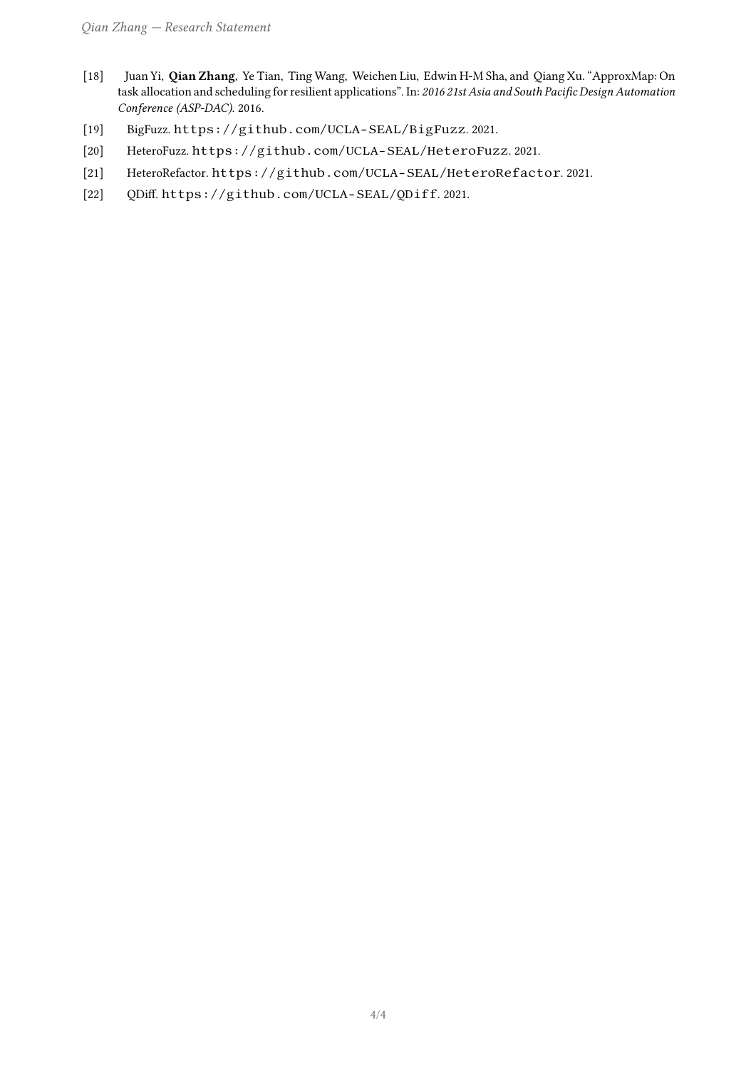[18] Juan Yi, **Qian Zhang**, Ye Tian, Ting Wang, Weichen Liu, Edwin H-M Sha, and Qiang Xu. "ApproxMap: On task allocation and scheduling for resilient applications". In: *2016 21st Asia and South Pacific Design Automation Conference (ASP-DAC)*. 2016.

[19] BigFuzz. `https://github.com/UCLA-SEAL/BigFuzz`. 2021.

[20] HeteroFuzz. `https://github.com/UCLA-SEAL/HeteroFuzz`. 2021.

[21] HeteroRefactor. `https://github.com/UCLA-SEAL/HeteroRefactor`. 2021.

[22] QDiff. `https://github.com/UCLA-SEAL/QDiff`. 2021.